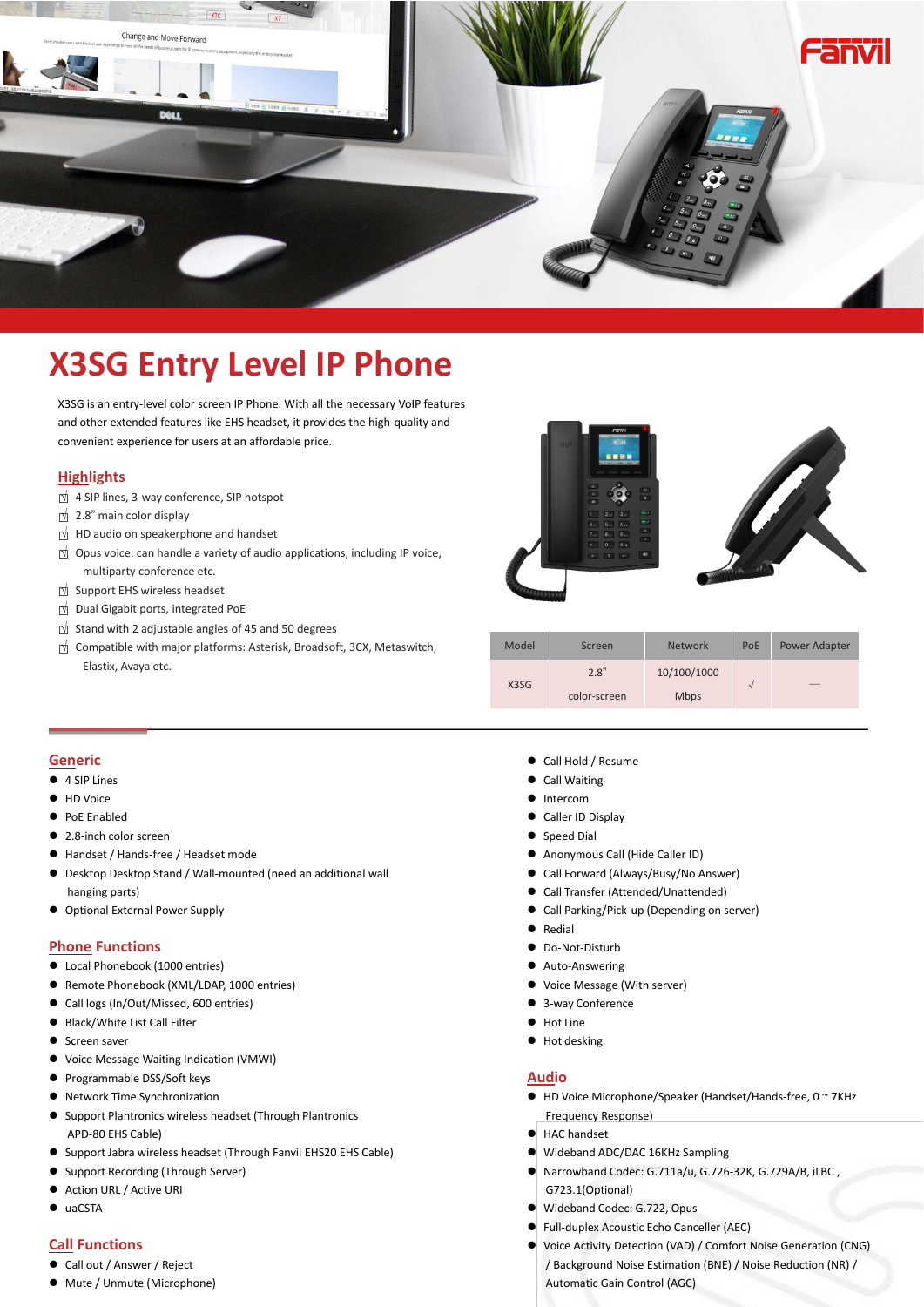# X3SG Entry Level IP Phone

X3SG is an entry-level color screen IP Phone. With all the necessary VoIP features and other extended features like EHS headset, it provides the high-quality and convenient experience for users at an affordable price.

## Highlights

- 4 SIP lines, 3-way conference, SIP hotspot
- 2.8" main color display
- HD audio on speakerphone and handset
- Opus voice: can handle a variety of audio applications, including IP voice, multiparty conference etc.
- Support EHS wireless headset
- Dual Gigabit ports, integrated PoE
- Stand with 2 adjustable angles of 45 and 50 degrees
- Compatible with major platforms: Asterisk, Broadsoft, 3CX, Metaswitch, Elastix, Avaya etc.

| Model | Screen | Network | PoE | Power Adapter |
|---|---|---|---|---|
| X3SG | 2.8" color-screen | 10/100/1000 Mbps | √ | — |

## Generic

- 4 SIP Lines
- HD Voice
- PoE Enabled
- 2.8-inch color screen
- Handset / Hands-free / Headset mode
- Desktop Desktop Stand / Wall-mounted (need an additional wall hanging parts)
- Optional External Power Supply

## Phone Functions

- Local Phonebook (1000 entries)
- Remote Phonebook (XML/LDAP, 1000 entries)
- Call logs (In/Out/Missed, 600 entries)
- Black/White List Call Filter
- Screen saver
- Voice Message Waiting Indication (VMWI)
- Programmable DSS/Soft keys
- Network Time Synchronization
- Support Plantronics wireless headset (Through Plantronics APD-80 EHS Cable)
- Support Jabra wireless headset (Through Fanvil EHS20 EHS Cable)
- Support Recording (Through Server)
- Action URL / Active URI
- uaCSTA

## Call Functions

- Call out / Answer / Reject
- Mute / Unmute (Microphone)
- Call Hold / Resume
- Call Waiting
- Intercom
- Caller ID Display
- Speed Dial
- Anonymous Call (Hide Caller ID)
- Call Forward (Always/Busy/No Answer)
- Call Transfer (Attended/Unattended)
- Call Parking/Pick-up (Depending on server)
- Redial
- Do-Not-Disturb
- Auto-Answering
- Voice Message (With server)
- 3-way Conference
- Hot Line
- Hot desking

## Audio

- HD Voice Microphone/Speaker (Handset/Hands-free, 0 ~ 7KHz Frequency Response)
- HAC handset
- Wideband ADC/DAC 16KHz Sampling
- Narrowband Codec: G.711a/u, G.726-32K, G.729A/B, iLBC , G723.1(Optional)
- Wideband Codec: G.722, Opus
- Full-duplex Acoustic Echo Canceller (AEC)
- Voice Activity Detection (VAD) / Comfort Noise Generation (CNG) / Background Noise Estimation (BNE) / Noise Reduction (NR) / Automatic Gain Control (AGC)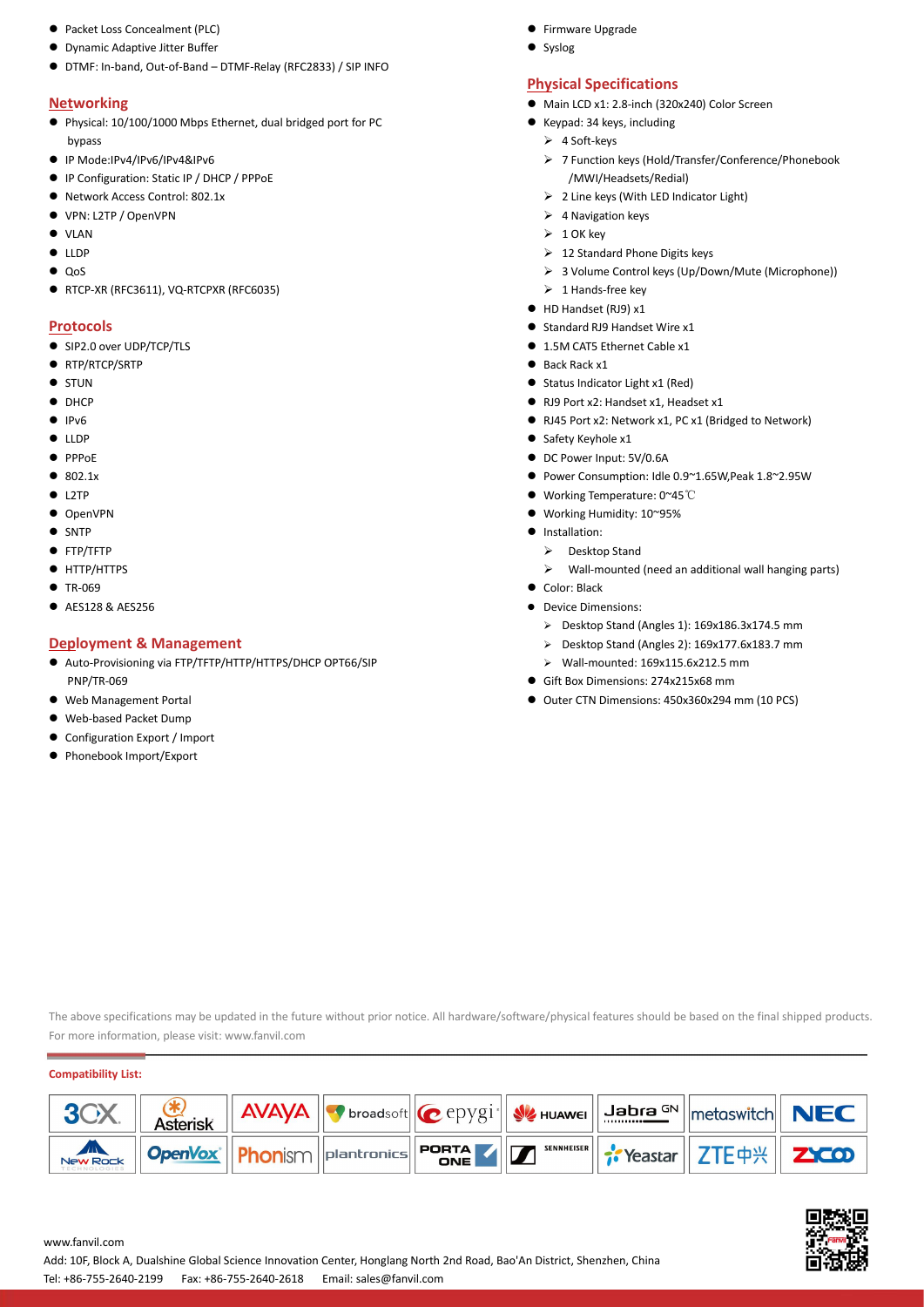- Packet Loss Concealment (PLC)
- Dynamic Adaptive Jitter Buffer
- DTMF: In-band, Out-of-Band – DTMF-Relay (RFC2833) / SIP INFO

## Networking

- Physical: 10/100/1000 Mbps Ethernet, dual bridged port for PC bypass
- IP Mode:IPv4/IPv6/IPv4&IPv6
- IP Configuration: Static IP / DHCP / PPPoE
- Network Access Control: 802.1x
- VPN: L2TP / OpenVPN
- VLAN
- LLDP
- QoS
- RTCP-XR (RFC3611), VQ-RTCPXR (RFC6035)

## Protocols

- SIP2.0 over UDP/TCP/TLS
- RTP/RTCP/SRTP
- STUN
- DHCP
- IPv6
- LLDP
- PPPoE
- 802.1x
- L2TP
- OpenVPN
- SNTP
- FTP/TFTP
- HTTP/HTTPS
- TR-069
- AES128 & AES256

## Deployment & Management

- Auto-Provisioning via FTP/TFTP/HTTP/HTTPS/DHCP OPT66/SIP PNP/TR-069
- Web Management Portal
- Web-based Packet Dump
- Configuration Export / Import
- Phonebook Import/Export
- Firmware Upgrade
- Syslog

## Physical Specifications

- Main LCD x1: 2.8-inch (320x240) Color Screen
- Keypad: 34 keys, including
  - 4 Soft-keys
  - 7 Function keys (Hold/Transfer/Conference/Phonebook /MWI/Headsets/Redial)
  - 2 Line keys (With LED Indicator Light)
  - 4 Navigation keys
  - 1 OK key
  - 12 Standard Phone Digits keys
  - 3 Volume Control keys (Up/Down/Mute (Microphone))
  - 1 Hands-free key
- HD Handset (RJ9) x1
- Standard RJ9 Handset Wire x1
- 1.5M CAT5 Ethernet Cable x1
- Back Rack x1
- Status Indicator Light x1 (Red)
- RJ9 Port x2: Handset x1, Headset x1
- RJ45 Port x2: Network x1, PC x1 (Bridged to Network)
- Safety Keyhole x1
- DC Power Input: 5V/0.6A
- Power Consumption: Idle 0.9~1.65W,Peak 1.8~2.95W
- Working Temperature: 0~45℃
- Working Humidity: 10~95%
- Installation:
  - Desktop Stand
  - Wall-mounted (need an additional wall hanging parts)
- Color: Black
- Device Dimensions:
  - Desktop Stand (Angles 1): 169x186.3x174.5 mm
  - Desktop Stand (Angles 2): 169x177.6x183.7 mm
  - Wall-mounted: 169x115.6x212.5 mm
- Gift Box Dimensions: 274x215x68 mm
- Outer CTN Dimensions: 450x360x294 mm (10 PCS)

The above specifications may be updated in the future without prior notice. All hardware/software/physical features should be based on the final shipped products.
For more information, please visit: www.fanvil.com

**Compatibility List:**

| | | | | | | | | |
|---|---|---|---|---|---|---|---|---|
| 3CX | Asterisk | AVAYA | broadsoft | epygi | HUAWEI | Jabra GN | metaswitch | NEC |
| New Rock | OpenVox | Phonism | plantronics | PORTA ONE | SENNHEISER | Yeastar | ZTE中兴 | ZYCOO |

www.fanvil.com
Add: 10F, Block A, Dualshine Global Science Innovation Center, Honglang North 2nd Road, Bao'An District, Shenzhen, China
Tel: +86-755-2640-2199 Fax: +86-755-2640-2618 Email: sales@fanvil.com